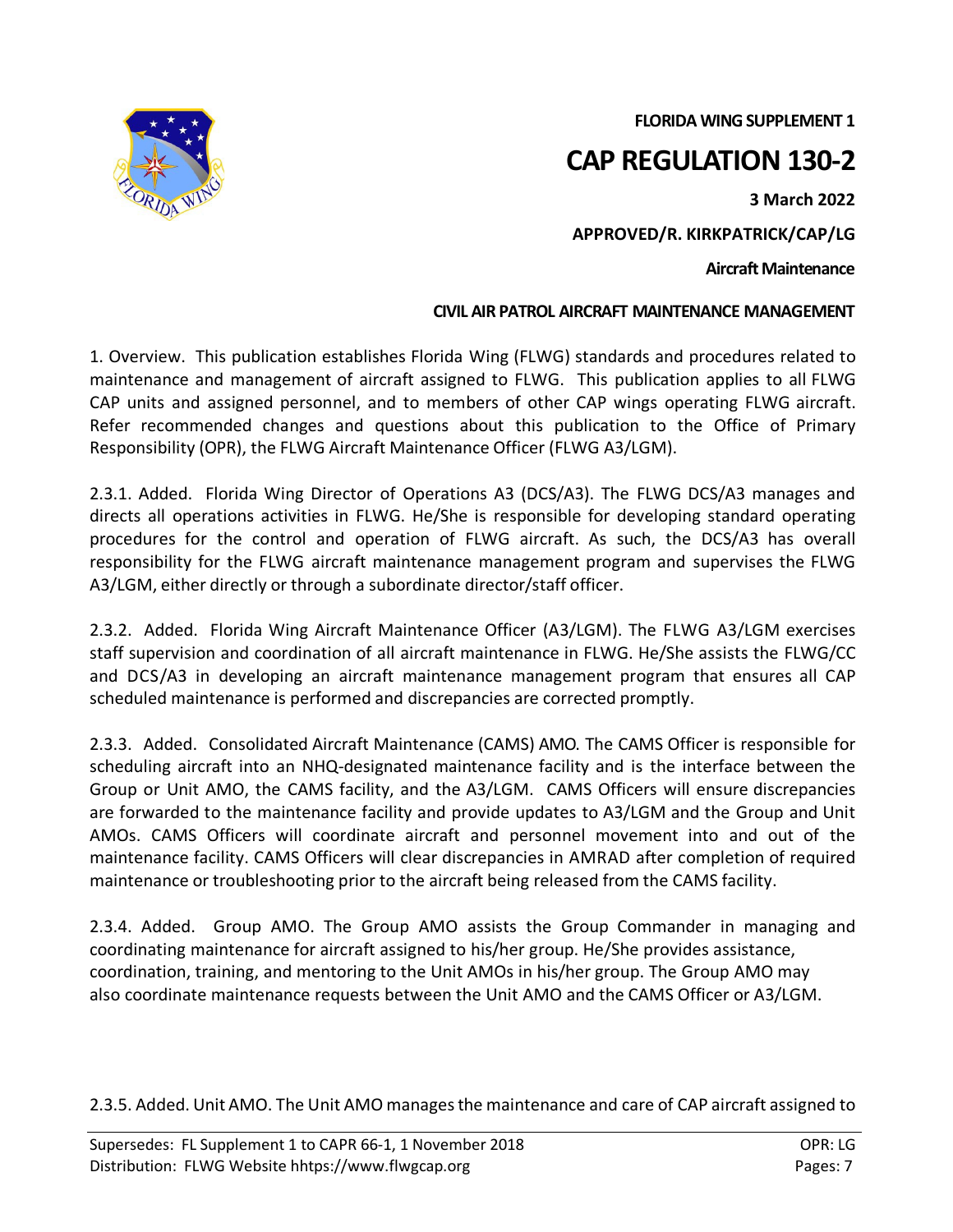**FLORIDA WING SUPPLEMENT 1**

# CAP REGULATION 130-2

**3 March 2022**

**APPROVED/R. KIRKPATRICK/CAP/LG**

**Aircraft Maintenance**

**CIVIL AIR PATROL AIRCRAFT MAINTENANCE MANAGEMENT**

1. Overview. This publication establishes Florida Wing (FLWG) standards and procedures related to maintenance and management of aircraft assigned to FLWG. This publication applies to all FLWG CAP units and assigned personnel, and to members of other CAP wings operating FLWG aircraft. Refer recommended changes and questions about this publication to the Office of Primary Responsibility (OPR), the FLWG Aircraft Maintenance Officer (FLWG A3/LGM).

2.3.1. Added. Florida Wing Director of Operations A3 (DCS/A3). The FLWG DCS/A3 manages and directs all operations activities in FLWG. He/She is responsible for developing standard operating procedures for the control and operation of FLWG aircraft. As such, the DCS/A3 has overall responsibility for the FLWG aircraft maintenance management program and supervises the FLWG A3/LGM, either directly or through a subordinate director/staff officer.

2.3.2. Added. Florida Wing Aircraft Maintenance Officer (A3/LGM). The FLWG A3/LGM exercises staff supervision and coordination of all aircraft maintenance in FLWG. He/She assists the FLWG/CC and DCS/A3 in developing an aircraft maintenance management program that ensures all CAP scheduled maintenance is performed and discrepancies are corrected promptly.

2.3.3. Added. Consolidated Aircraft Maintenance (CAMS) AMO. The CAMS Officer is responsible for scheduling aircraft into an NHQ-designated maintenance facility and is the interface between the Group or Unit AMO, the CAMS facility, and the A3/LGM. CAMS Officers will ensure discrepancies are forwarded to the maintenance facility and provide updates to A3/LGM and the Group and Unit AMOs. CAMS Officers will coordinate aircraft and personnel movement into and out of the maintenance facility. CAMS Officers will clear discrepancies in AMRAD after completion of required maintenance or troubleshooting prior to the aircraft being released from the CAMS facility.

2.3.4. Added. Group AMO. The Group AMO assists the Group Commander in managing and coordinating maintenance for aircraft assigned to his/her group. He/She provides assistance, coordination, training, and mentoring to the Unit AMOs in his/her group. The Group AMO may also coordinate maintenance requests between the Unit AMO and the CAMS Officer or A3/LGM.

2.3.5. Added. Unit AMO. The Unit AMO manages the maintenance and care of CAP aircraft assigned to

Supersedes: FL Supplement 1 to CAPR 66-1, 1 November 2018 | OPR: LG

Distribution: FLWG Website hhttps://www.flwgcap.org | Pages: 7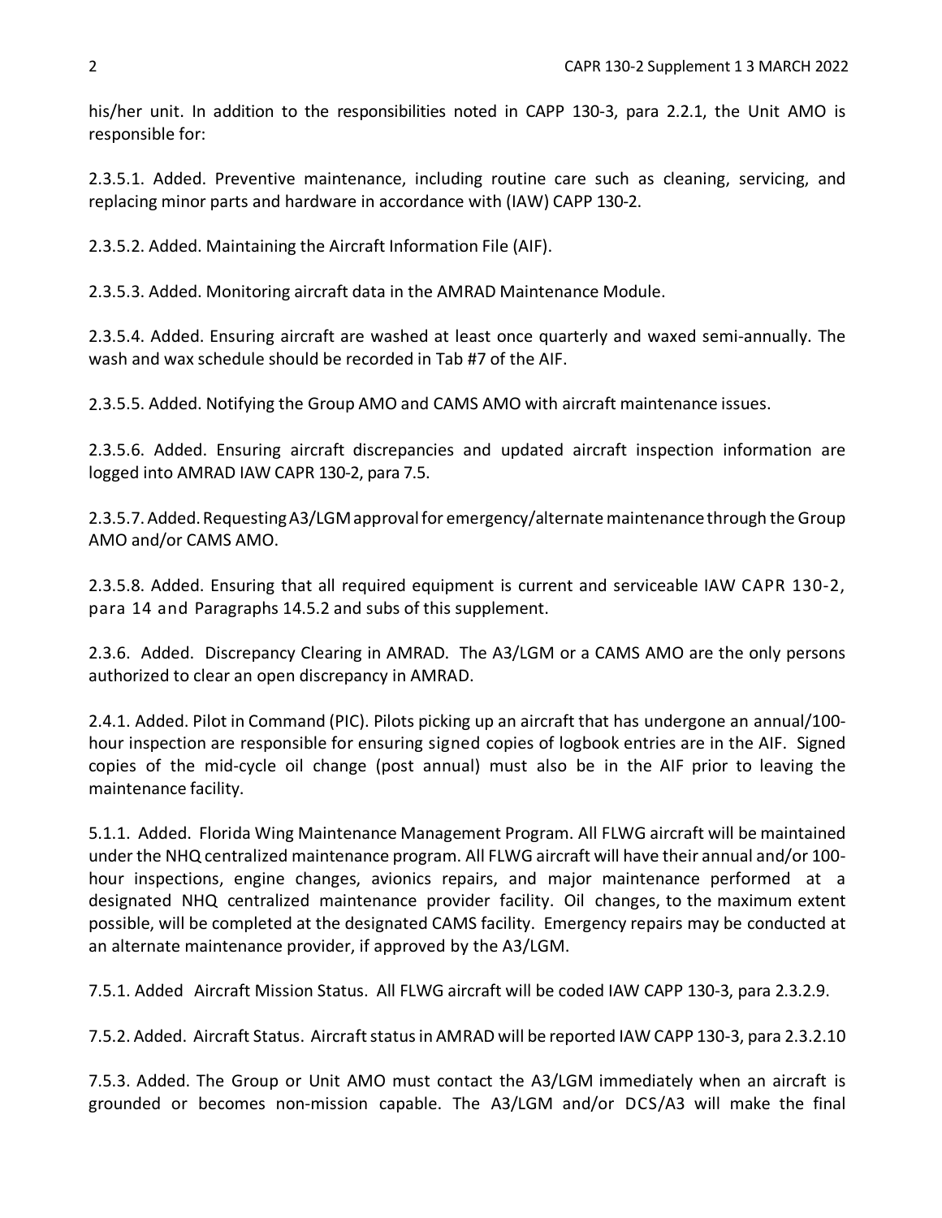his/her unit. In addition to the responsibilities noted in CAPP 130-3, para 2.2.1, the Unit AMO is responsible for:

2.3.5.1. Added. Preventive maintenance, including routine care such as cleaning, servicing, and replacing minor parts and hardware in accordance with (IAW) CAPP 130-2.

2.3.5.2. Added. Maintaining the Aircraft Information File (AIF).

2.3.5.3. Added. Monitoring aircraft data in the AMRAD Maintenance Module.

2.3.5.4. Added. Ensuring aircraft are washed at least once quarterly and waxed semi-annually. The wash and wax schedule should be recorded in Tab #7 of the AIF.

2.3.5.5. Added. Notifying the Group AMO and CAMS AMO with aircraft maintenance issues.

2.3.5.6. Added. Ensuring aircraft discrepancies and updated aircraft inspection information are logged into AMRAD IAW CAPR 130-2, para 7.5.

2.3.5.7. Added. Requesting A3/LGM approval for emergency/alternate maintenance through the Group AMO and/or CAMS AMO.

2.3.5.8. Added. Ensuring that all required equipment is current and serviceable IAW CAPR 130-2, para 14 and Paragraphs 14.5.2 and subs of this supplement.

2.3.6. Added. Discrepancy Clearing in AMRAD. The A3/LGM or a CAMS AMO are the only persons authorized to clear an open discrepancy in AMRAD.

2.4.1. Added. Pilot in Command (PIC). Pilots picking up an aircraft that has undergone an annual/100-hour inspection are responsible for ensuring signed copies of logbook entries are in the AIF. Signed copies of the mid-cycle oil change (post annual) must also be in the AIF prior to leaving the maintenance facility.

5.1.1. Added. Florida Wing Maintenance Management Program. All FLWG aircraft will be maintained under the NHQ centralized maintenance program. All FLWG aircraft will have their annual and/or 100-hour inspections, engine changes, avionics repairs, and major maintenance performed at a designated NHQ centralized maintenance provider facility. Oil changes, to the maximum extent possible, will be completed at the designated CAMS facility. Emergency repairs may be conducted at an alternate maintenance provider, if approved by the A3/LGM.

7.5.1. Added Aircraft Mission Status. All FLWG aircraft will be coded IAW CAPP 130-3, para 2.3.2.9.

7.5.2. Added. Aircraft Status. Aircraft status in AMRAD will be reported IAW CAPP 130-3, para 2.3.2.10

7.5.3. Added. The Group or Unit AMO must contact the A3/LGM immediately when an aircraft is grounded or becomes non-mission capable. The A3/LGM and/or DCS/A3 will make the final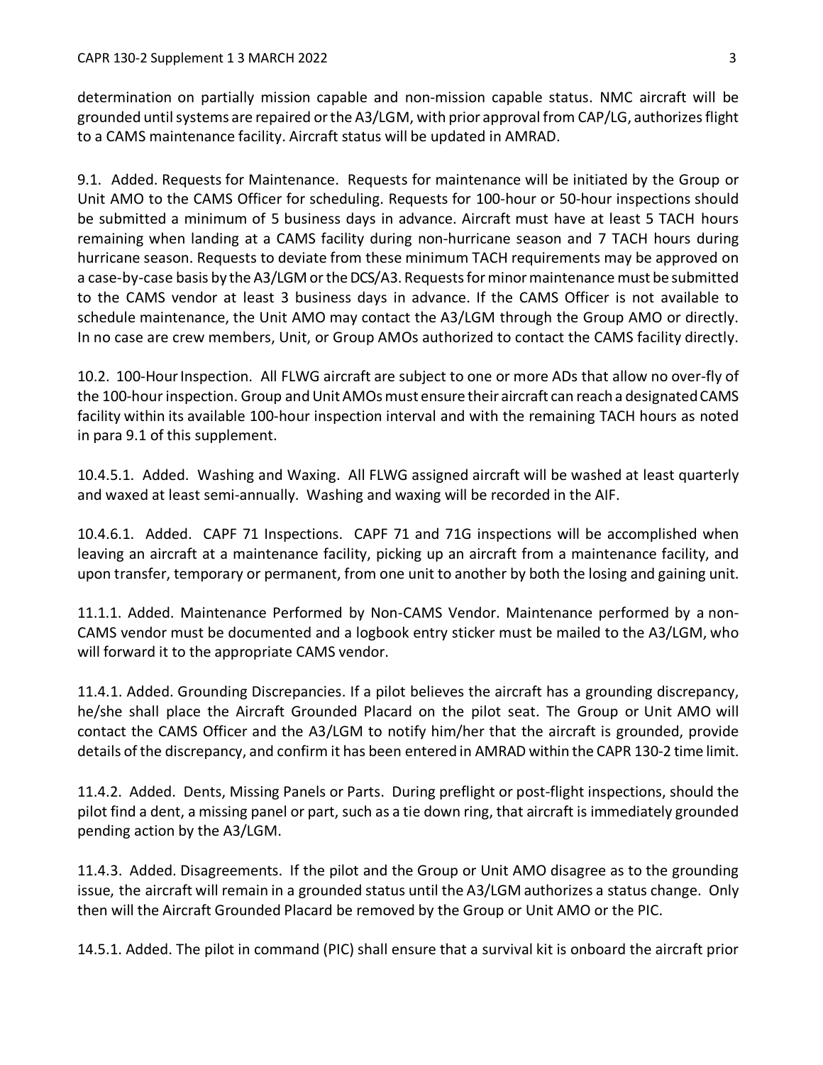determination on partially mission capable and non-mission capable status. NMC aircraft will be grounded until systems are repaired or the A3/LGM, with prior approval from CAP/LG, authorizes flight to a CAMS maintenance facility. Aircraft status will be updated in AMRAD.

9.1. Added. Requests for Maintenance. Requests for maintenance will be initiated by the Group or Unit AMO to the CAMS Officer for scheduling. Requests for 100-hour or 50-hour inspections should be submitted a minimum of 5 business days in advance. Aircraft must have at least 5 TACH hours remaining when landing at a CAMS facility during non-hurricane season and 7 TACH hours during hurricane season. Requests to deviate from these minimum TACH requirements may be approved on a case-by-case basis by the A3/LGM or the DCS/A3. Requests for minor maintenance must be submitted to the CAMS vendor at least 3 business days in advance. If the CAMS Officer is not available to schedule maintenance, the Unit AMO may contact the A3/LGM through the Group AMO or directly. In no case are crew members, Unit, or Group AMOs authorized to contact the CAMS facility directly.

10.2. 100-Hour Inspection. All FLWG aircraft are subject to one or more ADs that allow no over-fly of the 100-hour inspection. Group and Unit AMOs must ensure their aircraft can reach a designated CAMS facility within its available 100-hour inspection interval and with the remaining TACH hours as noted in para 9.1 of this supplement.

10.4.5.1. Added. Washing and Waxing. All FLWG assigned aircraft will be washed at least quarterly and waxed at least semi-annually. Washing and waxing will be recorded in the AIF.

10.4.6.1. Added. CAPF 71 Inspections. CAPF 71 and 71G inspections will be accomplished when leaving an aircraft at a maintenance facility, picking up an aircraft from a maintenance facility, and upon transfer, temporary or permanent, from one unit to another by both the losing and gaining unit.

11.1.1. Added. Maintenance Performed by Non-CAMS Vendor. Maintenance performed by a non-CAMS vendor must be documented and a logbook entry sticker must be mailed to the A3/LGM, who will forward it to the appropriate CAMS vendor.

11.4.1. Added. Grounding Discrepancies. If a pilot believes the aircraft has a grounding discrepancy, he/she shall place the Aircraft Grounded Placard on the pilot seat. The Group or Unit AMO will contact the CAMS Officer and the A3/LGM to notify him/her that the aircraft is grounded, provide details of the discrepancy, and confirm it has been entered in AMRAD within the CAPR 130-2 time limit.

11.4.2. Added. Dents, Missing Panels or Parts. During preflight or post-flight inspections, should the pilot find a dent, a missing panel or part, such as a tie down ring, that aircraft is immediately grounded pending action by the A3/LGM.

11.4.3. Added. Disagreements. If the pilot and the Group or Unit AMO disagree as to the grounding issue, the aircraft will remain in a grounded status until the A3/LGM authorizes a status change. Only then will the Aircraft Grounded Placard be removed by the Group or Unit AMO or the PIC.

14.5.1. Added. The pilot in command (PIC) shall ensure that a survival kit is onboard the aircraft prior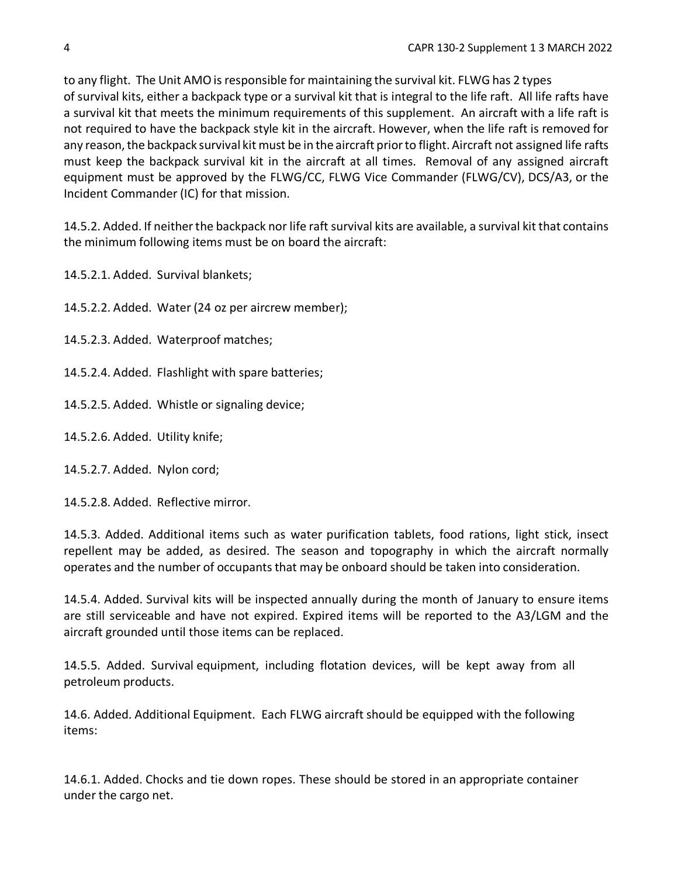to any flight. The Unit AMO is responsible for maintaining the survival kit. FLWG has 2 types of survival kits, either a backpack type or a survival kit that is integral to the life raft. All life rafts have a survival kit that meets the minimum requirements of this supplement. An aircraft with a life raft is not required to have the backpack style kit in the aircraft. However, when the life raft is removed for any reason, the backpack survival kit must be in the aircraft prior to flight. Aircraft not assigned life rafts must keep the backpack survival kit in the aircraft at all times. Removal of any assigned aircraft equipment must be approved by the FLWG/CC, FLWG Vice Commander (FLWG/CV), DCS/A3, or the Incident Commander (IC) for that mission.

14.5.2. Added. If neither the backpack nor life raft survival kits are available, a survival kit that contains the minimum following items must be on board the aircraft:

14.5.2.1. Added. Survival blankets;

14.5.2.2. Added. Water (24 oz per aircrew member);

14.5.2.3. Added. Waterproof matches;

14.5.2.4. Added. Flashlight with spare batteries;

14.5.2.5. Added. Whistle or signaling device;

14.5.2.6. Added. Utility knife;

14.5.2.7. Added. Nylon cord;

14.5.2.8. Added. Reflective mirror.

14.5.3. Added. Additional items such as water purification tablets, food rations, light stick, insect repellent may be added, as desired. The season and topography in which the aircraft normally operates and the number of occupants that may be onboard should be taken into consideration.

14.5.4. Added. Survival kits will be inspected annually during the month of January to ensure items are still serviceable and have not expired. Expired items will be reported to the A3/LGM and the aircraft grounded until those items can be replaced.

14.5.5. Added. Survival equipment, including flotation devices, will be kept away from all petroleum products.

14.6. Added. Additional Equipment. Each FLWG aircraft should be equipped with the following items:

14.6.1. Added. Chocks and tie down ropes. These should be stored in an appropriate container under the cargo net.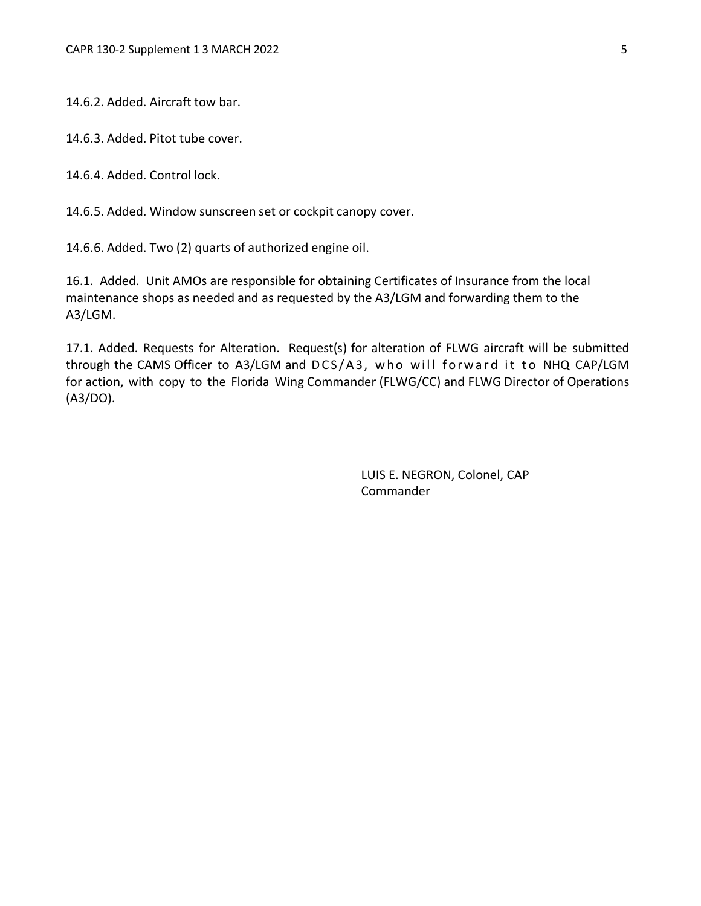14.6.2. Added. Aircraft tow bar.

14.6.3. Added. Pitot tube cover.

14.6.4. Added. Control lock.

14.6.5. Added. Window sunscreen set or cockpit canopy cover.

14.6.6. Added. Two (2) quarts of authorized engine oil.

16.1. Added. Unit AMOs are responsible for obtaining Certificates of Insurance from the local maintenance shops as needed and as requested by the A3/LGM and forwarding them to the A3/LGM.

17.1. Added. Requests for Alteration. Request(s) for alteration of FLWG aircraft will be submitted through the CAMS Officer to A3/LGM and DCS/A3, who will forward it to NHQ CAP/LGM for action, with copy to the Florida Wing Commander (FLWG/CC) and FLWG Director of Operations (A3/DO).

LUIS E. NEGRON, Colonel, CAP
Commander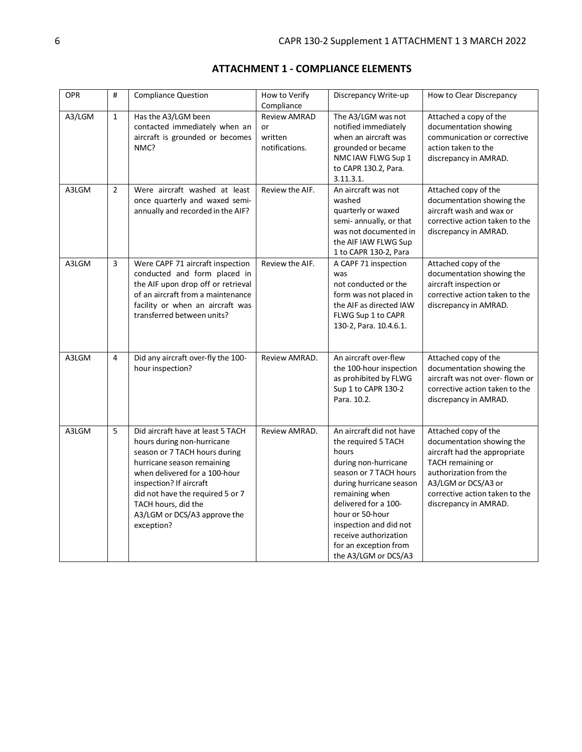## ATTACHMENT 1 - COMPLIANCE ELEMENTS

| OPR | # | Compliance Question | How to Verify Compliance | Discrepancy Write-up | How to Clear Discrepancy |
|---|---|---|---|---|---|
| A3/LGM | 1 | Has the A3/LGM been contacted immediately when an aircraft is grounded or becomes NMC? | Review AMRAD or written notifications. | The A3/LGM was not notified immediately when an aircraft was grounded or became NMC IAW FLWG Sup 1 to CAPR 130.2, Para. 3.11.3.1. | Attached a copy of the documentation showing communication or corrective action taken to the discrepancy in AMRAD. |
| A3LGM | 2 | Were aircraft washed at least once quarterly and waxed semi-annually and recorded in the AIF? | Review the AIF. | An aircraft was not washed quarterly or waxed semi- annually, or that was not documented in the AIF IAW FLWG Sup 1 to CAPR 130-2, Para | Attached copy of the documentation showing the aircraft wash and wax or corrective action taken to the discrepancy in AMRAD. |
| A3LGM | 3 | Were CAPF 71 aircraft inspection conducted and form placed in the AIF upon drop off or retrieval of an aircraft from a maintenance facility or when an aircraft was transferred between units? | Review the AIF. | A CAPF 71 inspection was not conducted or the form was not placed in the AIF as directed IAW FLWG Sup 1 to CAPR 130-2, Para. 10.4.6.1. | Attached copy of the documentation showing the aircraft inspection or corrective action taken to the discrepancy in AMRAD. |
| A3LGM | 4 | Did any aircraft over-fly the 100-hour inspection? | Review AMRAD. | An aircraft over-flew the 100-hour inspection as prohibited by FLWG Sup 1 to CAPR 130-2 Para. 10.2. | Attached copy of the documentation showing the aircraft was not over- flown or corrective action taken to the discrepancy in AMRAD. |
| A3LGM | 5 | Did aircraft have at least 5 TACH hours during non-hurricane season or 7 TACH hours during hurricane season remaining when delivered for a 100-hour inspection? If aircraft did not have the required 5 or 7 TACH hours, did the A3/LGM or DCS/A3 approve the exception? | Review AMRAD. | An aircraft did not have the required 5 TACH hours during non-hurricane season or 7 TACH hours during hurricane season remaining when delivered for a 100-hour or 50-hour inspection and did not receive authorization for an exception from the A3/LGM or DCS/A3 | Attached copy of the documentation showing the aircraft had the appropriate TACH remaining or authorization from the A3/LGM or DCS/A3 or corrective action taken to the discrepancy in AMRAD. |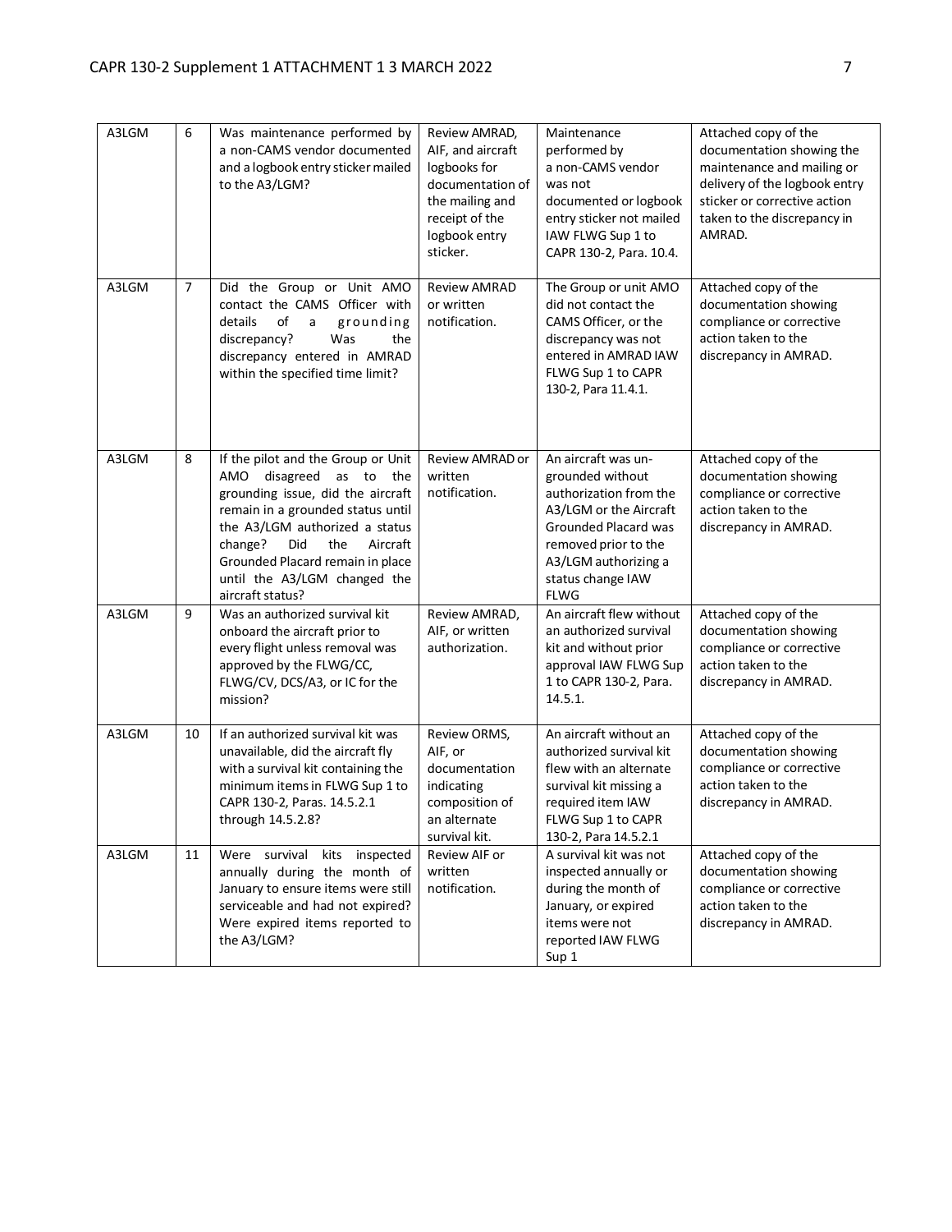| | | | | | |
|---|---|---|---|---|---|
| A3LGM | 6 | Was maintenance performed by a non-CAMS vendor documented and a logbook entry sticker mailed to the A3/LGM? | Review AMRAD, AIF, and aircraft logbooks for documentation of the mailing and receipt of the logbook entry sticker. | Maintenance performed by a non-CAMS vendor was not documented or logbook entry sticker not mailed IAW FLWG Sup 1 to CAPR 130-2, Para. 10.4. | Attached copy of the documentation showing the maintenance and mailing or delivery of the logbook entry sticker or corrective action taken to the discrepancy in AMRAD. |
| A3LGM | 7 | Did the Group or Unit AMO contact the CAMS Officer with details of a grounding discrepancy? Was the discrepancy entered in AMRAD within the specified time limit? | Review AMRAD or written notification. | The Group or unit AMO did not contact the CAMS Officer, or the discrepancy was not entered in AMRAD IAW FLWG Sup 1 to CAPR 130-2, Para 11.4.1. | Attached copy of the documentation showing compliance or corrective action taken to the discrepancy in AMRAD. |
| A3LGM | 8 | If the pilot and the Group or Unit AMO disagreed as to the grounding issue, did the aircraft remain in a grounded status until the A3/LGM authorized a status change? Did the Aircraft Grounded Placard remain in place until the A3/LGM changed the aircraft status? | Review AMRAD or written notification. | An aircraft was un-grounded without authorization from the A3/LGM or the Aircraft Grounded Placard was removed prior to the A3/LGM authorizing a status change IAW FLWG | Attached copy of the documentation showing compliance or corrective action taken to the discrepancy in AMRAD. |
| A3LGM | 9 | Was an authorized survival kit onboard the aircraft prior to every flight unless removal was approved by the FLWG/CC, FLWG/CV, DCS/A3, or IC for the mission? | Review AMRAD, AIF, or written authorization. | An aircraft flew without an authorized survival kit and without prior approval IAW FLWG Sup 1 to CAPR 130-2, Para. 14.5.1. | Attached copy of the documentation showing compliance or corrective action taken to the discrepancy in AMRAD. |
| A3LGM | 10 | If an authorized survival kit was unavailable, did the aircraft fly with a survival kit containing the minimum items in FLWG Sup 1 to CAPR 130-2, Paras. 14.5.2.1 through 14.5.2.8? | Review ORMS, AIF, or documentation indicating composition of an alternate survival kit. | An aircraft without an authorized survival kit flew with an alternate survival kit missing a required item IAW FLWG Sup 1 to CAPR 130-2, Para 14.5.2.1 | Attached copy of the documentation showing compliance or corrective action taken to the discrepancy in AMRAD. |
| A3LGM | 11 | Were survival kits inspected annually during the month of January to ensure items were still serviceable and had not expired? Were expired items reported to the A3/LGM? | Review AIF or written notification. | A survival kit was not inspected annually or during the month of January, or expired items were not reported IAW FLWG Sup 1 | Attached copy of the documentation showing compliance or corrective action taken to the discrepancy in AMRAD. |